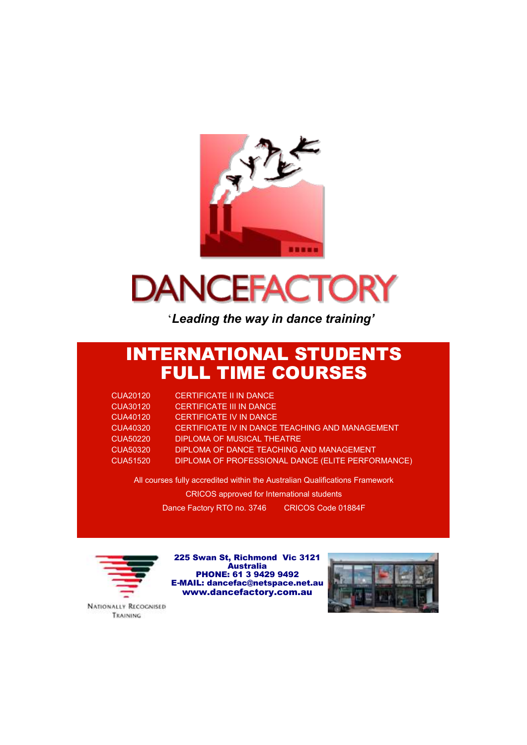# DANCEFACTORY

*'Leading the way in dance training'*

# INTERNATIONAL STUDENTS FULL TIME COURSES

| | |
|---|---|
| CUA20120 | CERTIFICATE II IN DANCE |
| CUA30120 | CERTIFICATE III IN DANCE |
| CUA40120 | CERTIFICATE IV IN DANCE |
| CUA40320 | CERTIFICATE IV IN DANCE TEACHING AND MANAGEMENT |
| CUA50220 | DIPLOMA OF MUSICAL THEATRE |
| CUA50320 | DIPLOMA OF DANCE TEACHING AND MANAGEMENT |
| CUA51520 | DIPLOMA OF PROFESSIONAL DANCE (ELITE PERFORMANCE) |

All courses fully accredited within the Australian Qualifications Framework

CRICOS approved for International students

Dance Factory RTO no. 3746 CRICOS Code 01884F

NATIONALLY RECOGNISED TRAINING

**225 Swan St, Richmond Vic 3121**
**Australia**
**PHONE: 61 3 9429 9492**
**E-MAIL: dancefac@netspace.net.au**
**www.dancefactory.com.au**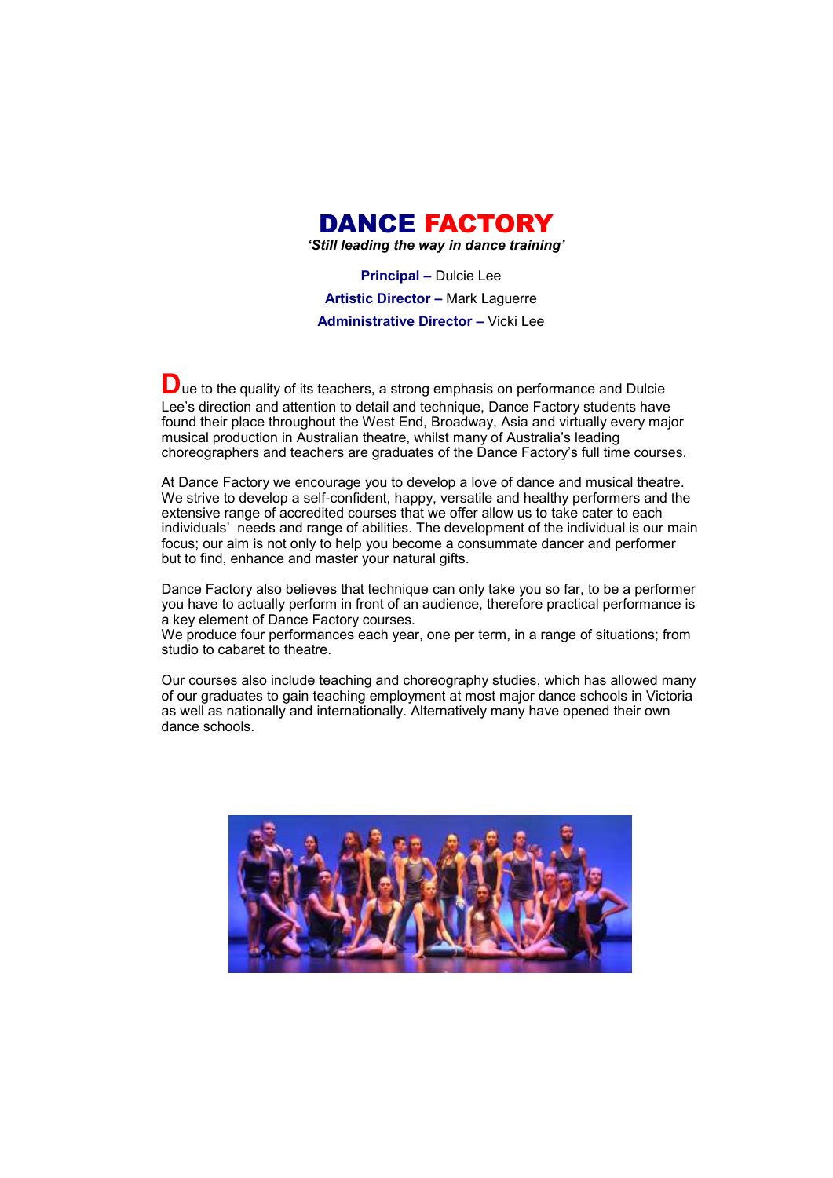# DANCE FACTORY

***'Still leading the way in dance training'***

**Principal –** Dulcie Lee
**Artistic Director –** Mark Laguerre
**Administrative Director –** Vicki Lee

Due to the quality of its teachers, a strong emphasis on performance and Dulcie Lee's direction and attention to detail and technique, Dance Factory students have found their place throughout the West End, Broadway, Asia and virtually every major musical production in Australian theatre, whilst many of Australia's leading choreographers and teachers are graduates of the Dance Factory's full time courses.

At Dance Factory we encourage you to develop a love of dance and musical theatre. We strive to develop a self-confident, happy, versatile and healthy performers and the extensive range of accredited courses that we offer allow us to take cater to each individuals' needs and range of abilities. The development of the individual is our main focus; our aim is not only to help you become a consummate dancer and performer but to find, enhance and master your natural gifts.

Dance Factory also believes that technique can only take you so far, to be a performer you have to actually perform in front of an audience, therefore practical performance is a key element of Dance Factory courses.
We produce four performances each year, one per term, in a range of situations; from studio to cabaret to theatre.

Our courses also include teaching and choreography studies, which has allowed many of our graduates to gain teaching employment at most major dance schools in Victoria as well as nationally and internationally. Alternatively many have opened their own dance schools.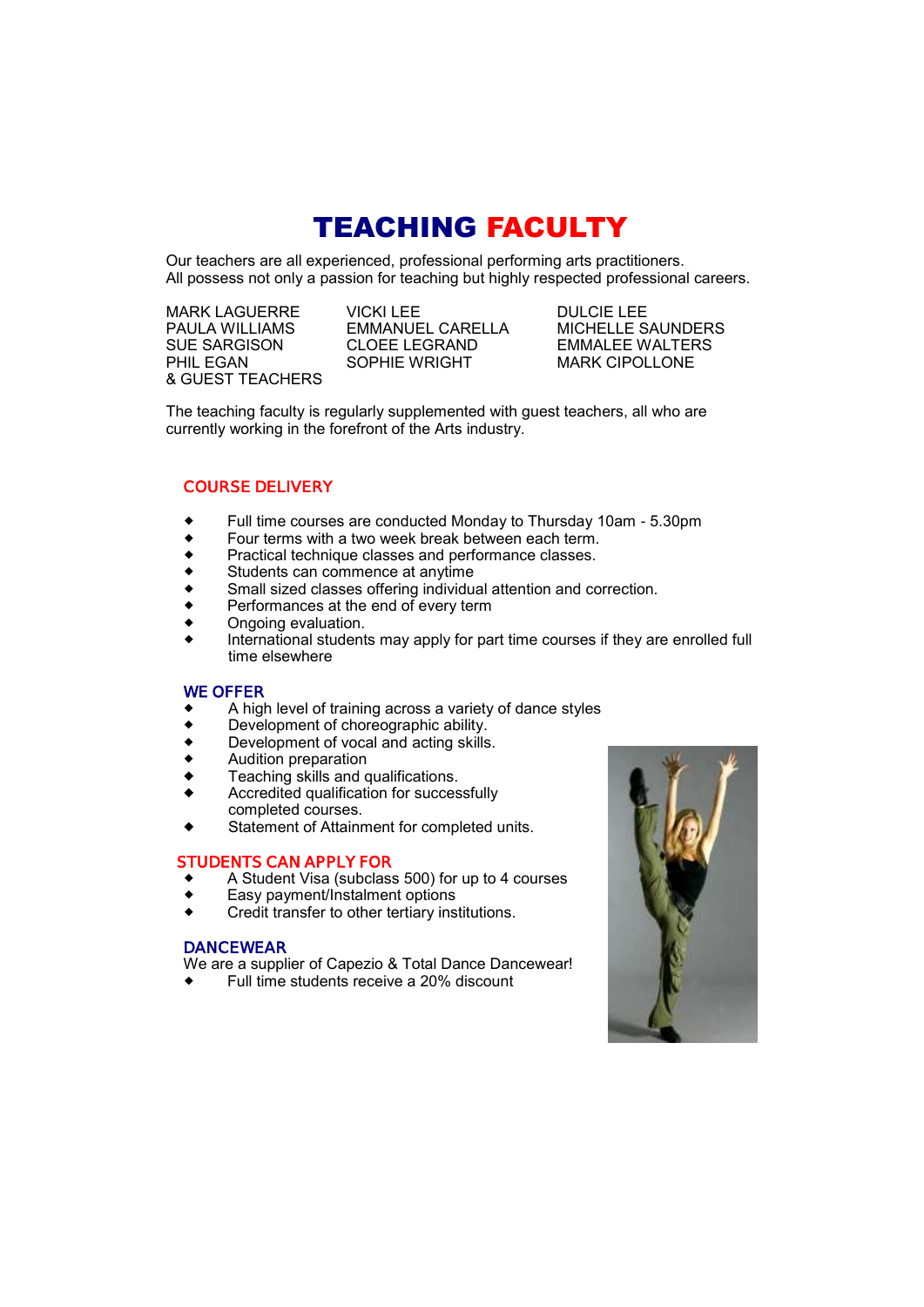# TEACHING FACULTY

Our teachers are all experienced, professional performing arts practitioners.
All possess not only a passion for teaching but highly respected professional careers.

MARK LAGUERRE
PAULA WILLIAMS
SUE SARGISON
PHIL EGAN
VICKI LEE
EMMANUEL CARELLA
CLOEE LEGRAND
SOPHIE WRIGHT
DULCIE LEE
MICHELLE SAUNDERS
EMMALEE WALTERS
MARK CIPOLLONE
& GUEST TEACHERS

The teaching faculty is regularly supplemented with guest teachers, all who are currently working in the forefront of the Arts industry.

## COURSE DELIVERY

- Full time courses are conducted Monday to Thursday 10am - 5.30pm
- Four terms with a two week break between each term.
- Practical technique classes and performance classes.
- Students can commence at anytime
- Small sized classes offering individual attention and correction.
- Performances at the end of every term
- Ongoing evaluation.
- International students may apply for part time courses if they are enrolled full time elsewhere

## WE OFFER

- A high level of training across a variety of dance styles
- Development of choreographic ability.
- Development of vocal and acting skills.
- Audition preparation
- Teaching skills and qualifications.
- Accredited qualification for successfully completed courses.
- Statement of Attainment for completed units.

## STUDENTS CAN APPLY FOR

- A Student Visa (subclass 500) for up to 4 courses
- Easy payment/Instalment options
- Credit transfer to other tertiary institutions.

## DANCEWEAR

We are a supplier of Capezio & Total Dance Dancewear!

- Full time students receive a 20% discount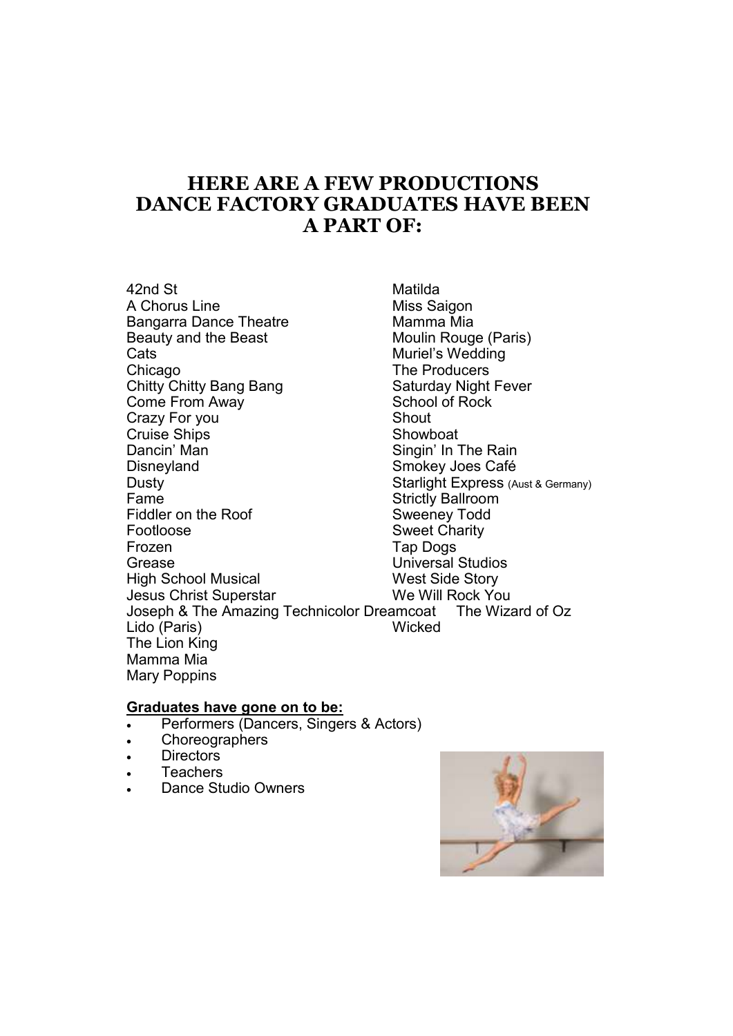# HERE ARE A FEW PRODUCTIONS DANCE FACTORY GRADUATES HAVE BEEN A PART OF:

42nd St
A Chorus Line
Bangarra Dance Theatre
Beauty and the Beast
Cats
Chicago
Chitty Chitty Bang Bang
Come From Away
Crazy For you
Cruise Ships
Dancin' Man
Disneyland
Dusty
Fame
Fiddler on the Roof
Footloose
Frozen
Grease
High School Musical
Jesus Christ Superstar
Joseph & The Amazing Technicolor Dreamcoat
Lido (Paris)
The Lion King
Mamma Mia
Mary Poppins
Matilda
Miss Saigon
Mamma Mia
Moulin Rouge (Paris)
Muriel's Wedding
The Producers
Saturday Night Fever
School of Rock
Shout
Showboat
Singin' In The Rain
Smokey Joes Café
Starlight Express (Aust & Germany)
Strictly Ballroom
Sweeney Todd
Sweet Charity
Tap Dogs
Universal Studios
West Side Story
We Will Rock You
The Wizard of Oz
Wicked

**Graduates have gone on to be:**

- Performers (Dancers, Singers & Actors)
- Choreographers
- Directors
- Teachers
- Dance Studio Owners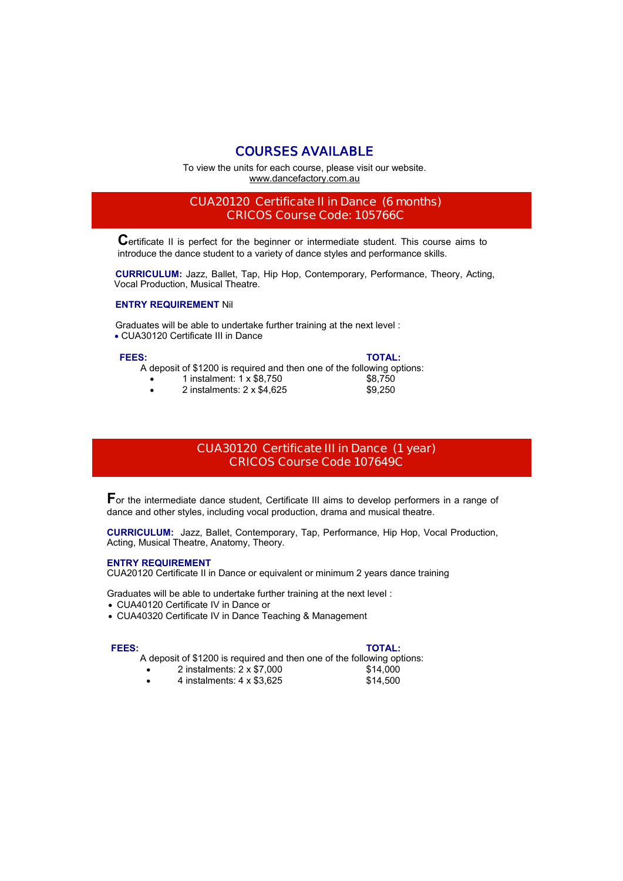# COURSES AVAILABLE

To view the units for each course, please visit our website.
www.dancefactory.com.au

## CUA20120 Certificate II in Dance (6 months)
## CRICOS Course Code: 105766C

Certificate II is perfect for the beginner or intermediate student. This course aims to introduce the dance student to a variety of dance styles and performance skills.

**CURRICULUM:** Jazz, Ballet, Tap, Hip Hop, Contemporary, Performance, Theory, Acting, Vocal Production, Musical Theatre.

**ENTRY REQUIREMENT** Nil

Graduates will be able to undertake further training at the next level :

- CUA30120 Certificate III in Dance

| **FEES:** | **TOTAL:** |
|---|---|
| A deposit of $1200 is required and then one of the following options: | |
| • 1 instalment: 1 x $8,750 | $8,750 |
| • 2 instalments: 2 x $4,625 | $9,250 |

## CUA30120 Certificate III in Dance (1 year)
## CRICOS Course Code 107649C

For the intermediate dance student, Certificate III aims to develop performers in a range of dance and other styles, including vocal production, drama and musical theatre.

**CURRICULUM:** Jazz, Ballet, Contemporary, Tap, Performance, Hip Hop, Vocal Production, Acting, Musical Theatre, Anatomy, Theory.

**ENTRY REQUIREMENT**
CUA20120 Certificate II in Dance or equivalent or minimum 2 years dance training

Graduates will be able to undertake further training at the next level :

- CUA40120 Certificate IV in Dance or
- CUA40320 Certificate IV in Dance Teaching & Management

| **FEES:** | **TOTAL:** |
|---|---|
| A deposit of $1200 is required and then one of the following options: | |
| • 2 instalments: 2 x $7,000 | $14,000 |
| • 4 instalments: 4 x $3,625 | $14,500 |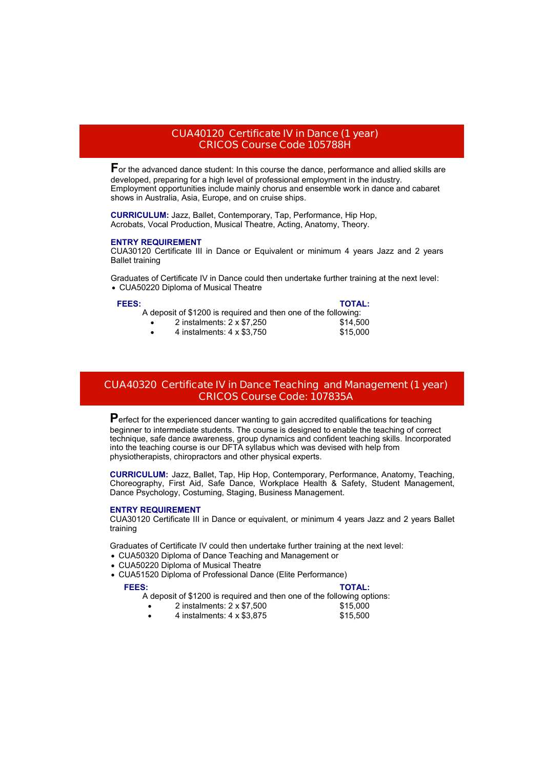## CUA40120 Certificate IV in Dance (1 year)
## CRICOS Course Code 105788H

For the advanced dance student: In this course the dance, performance and allied skills are developed, preparing for a high level of professional employment in the industry. Employment opportunities include mainly chorus and ensemble work in dance and cabaret shows in Australia, Asia, Europe, and on cruise ships.

**CURRICULUM:** Jazz, Ballet, Contemporary, Tap, Performance, Hip Hop, Acrobats, Vocal Production, Musical Theatre, Acting, Anatomy, Theory.

**ENTRY REQUIREMENT**
CUA30120 Certificate III in Dance or Equivalent or minimum 4 years Jazz and 2 years Ballet training

Graduates of Certificate IV in Dance could then undertake further training at the next level:
- CUA50220 Diploma of Musical Theatre

| **FEES:** | **TOTAL:** |
|---|---|
| A deposit of $1200 is required and then one of the following: | |
| • 2 instalments: 2 x $7,250 | $14,500 |
| • 4 instalments: 4 x $3,750 | $15,000 |

## CUA40320 Certificate IV in Dance Teaching and Management (1 year)
## CRICOS Course Code: 107835A

Perfect for the experienced dancer wanting to gain accredited qualifications for teaching beginner to intermediate students. The course is designed to enable the teaching of correct technique, safe dance awareness, group dynamics and confident teaching skills. Incorporated into the teaching course is our DFTA syllabus which was devised with help from physiotherapists, chiropractors and other physical experts.

**CURRICULUM:** Jazz, Ballet, Tap, Hip Hop, Contemporary, Performance, Anatomy, Teaching, Choreography, First Aid, Safe Dance, Workplace Health & Safety, Student Management, Dance Psychology, Costuming, Staging, Business Management.

**ENTRY REQUIREMENT**
CUA30120 Certificate III in Dance or equivalent, or minimum 4 years Jazz and 2 years Ballet training

Graduates of Certificate IV could then undertake further training at the next level:
- CUA50320 Diploma of Dance Teaching and Management or
- CUA50220 Diploma of Musical Theatre
- CUA51520 Diploma of Professional Dance (Elite Performance)

| **FEES:** | **TOTAL:** |
|---|---|
| A deposit of $1200 is required and then one of the following options: | |
| • 2 instalments: 2 x $7,500 | $15,000 |
| • 4 instalments: 4 x $3,875 | $15,500 |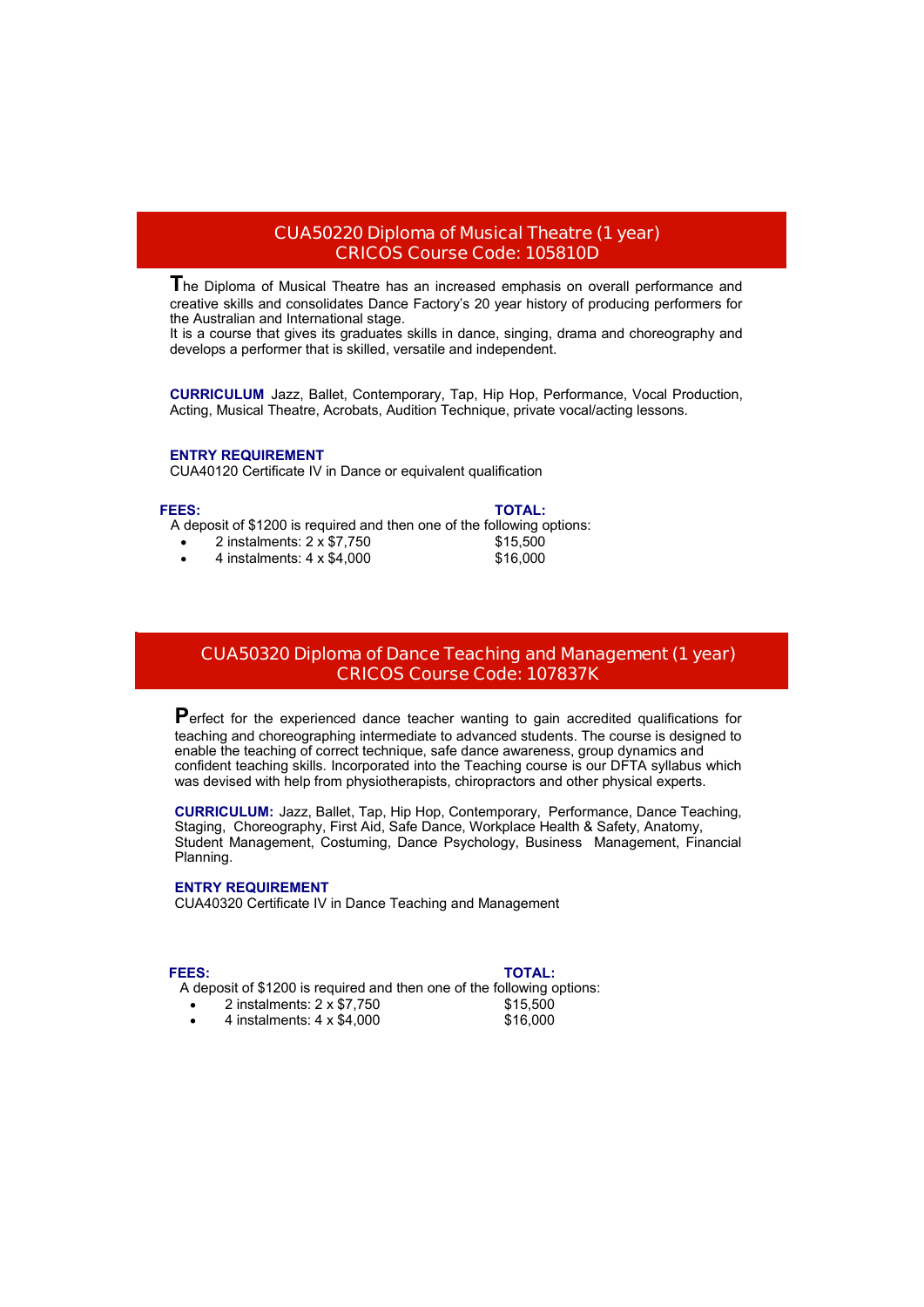## CUA50220 Diploma of Musical Theatre (1 year)
## CRICOS Course Code: 105810D

The Diploma of Musical Theatre has an increased emphasis on overall performance and creative skills and consolidates Dance Factory's 20 year history of producing performers for the Australian and International stage.
It is a course that gives its graduates skills in dance, singing, drama and choreography and develops a performer that is skilled, versatile and independent.

**CURRICULUM** Jazz, Ballet, Contemporary, Tap, Hip Hop, Performance, Vocal Production, Acting, Musical Theatre, Acrobats, Audition Technique, private vocal/acting lessons.

**ENTRY REQUIREMENT**
CUA40120 Certificate IV in Dance or equivalent qualification

| **FEES:** | **TOTAL:** |
|---|---|
| A deposit of $1200 is required and then one of the following options: | |
| • 2 instalments: 2 x $7,750 | $15,500 |
| • 4 instalments: 4 x $4,000 | $16,000 |

## CUA50320 Diploma of Dance Teaching and Management (1 year)
## CRICOS Course Code: 107837K

Perfect for the experienced dance teacher wanting to gain accredited qualifications for teaching and choreographing intermediate to advanced students. The course is designed to enable the teaching of correct technique, safe dance awareness, group dynamics and confident teaching skills. Incorporated into the Teaching course is our DFTA syllabus which was devised with help from physiotherapists, chiropractors and other physical experts.

**CURRICULUM:** Jazz, Ballet, Tap, Hip Hop, Contemporary, Performance, Dance Teaching, Staging, Choreography, First Aid, Safe Dance, Workplace Health & Safety, Anatomy, Student Management, Costuming, Dance Psychology, Business Management, Financial Planning.

**ENTRY REQUIREMENT**
CUA40320 Certificate IV in Dance Teaching and Management

| **FEES:** | **TOTAL:** |
|---|---|
| A deposit of $1200 is required and then one of the following options: | |
| • 2 instalments: 2 x $7,750 | $15,500 |
| • 4 instalments: 4 x $4,000 | $16,000 |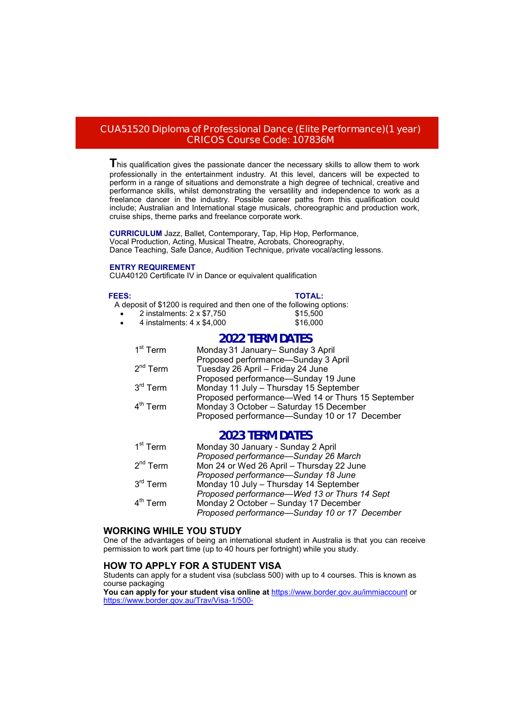# CUA51520 Diploma of Professional Dance (Elite Performance)(1 year)
# CRICOS Course Code: 107836M

This qualification gives the passionate dancer the necessary skills to allow them to work professionally in the entertainment industry. At this level, dancers will be expected to perform in a range of situations and demonstrate a high degree of technical, creative and performance skills, whilst demonstrating the versatility and independence to work as a freelance dancer in the industry. Possible career paths from this qualification could include; Australian and International stage musicals, choreographic and production work, cruise ships, theme parks and freelance corporate work.

**CURRICULUM** Jazz, Ballet, Contemporary, Tap, Hip Hop, Performance, Vocal Production, Acting, Musical Theatre, Acrobats, Choreography, Dance Teaching, Safe Dance, Audition Technique, private vocal/acting lessons.

**ENTRY REQUIREMENT**
CUA40120 Certificate IV in Dance or equivalent qualification

| **FEES:** | **TOTAL:** |
|---|---|
| A deposit of $1200 is required and then one of the following options: | |
| • 2 instalments: 2 x $7,750 | $15,500 |
| • 4 instalments: 4 x $4,000 | $16,000 |

## 2022 TERM DATES

| | |
|---|---|
| 1st Term | Monday 31 January– Sunday 3 April<br>Proposed performance—Sunday 3 April |
| 2nd Term | Tuesday 26 April – Friday 24 June<br>Proposed performance—Sunday 19 June |
| 3rd Term | Monday 11 July – Thursday 15 September<br>Proposed performance—Wed 14 or Thurs 15 September |
| 4th Term | Monday 3 October – Saturday 15 December<br>Proposed performance—Sunday 10 or 17 December |

## 2023 TERM DATES

| | |
|---|---|
| 1st Term | Monday 30 January - Sunday 2 April<br>*Proposed performance—Sunday 26 March* |
| 2nd Term | Mon 24 or Wed 26 April – Thursday 22 June<br>*Proposed performance—Sunday 18 June* |
| 3rd Term | Monday 10 July – Thursday 14 September<br>*Proposed performance—Wed 13 or Thurs 14 Sept* |
| 4th Term | Monday 2 October – Sunday 17 December<br>*Proposed performance—Sunday 10 or 17 December* |

## WORKING WHILE YOU STUDY

One of the advantages of being an international student in Australia is that you can receive permission to work part time (up to 40 hours per fortnight) while you study.

## HOW TO APPLY FOR A STUDENT VISA

Students can apply for a student visa (subclass 500) with up to 4 courses. This is known as course packaging

**You can apply for your student visa online at** https://www.border.gov.au/immiaccount or https://www.border.gov.au/Trav/Visa-1/500-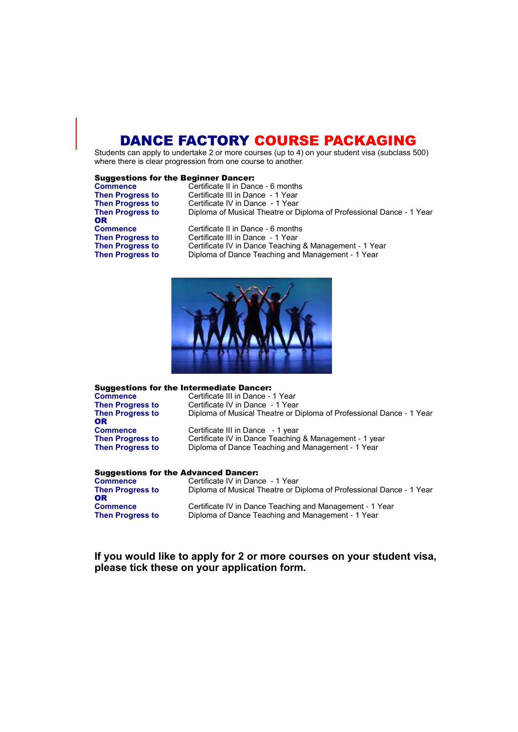# DANCE FACTORY COURSE PACKAGING

Students can apply to undertake 2 or more courses (up to 4) on your student visa (subclass 500) where there is clear progression from one course to another.

### Suggestions for the Beginner Dancer:

**Commence** Certificate II in Dance - 6 months
**Then Progress to** Certificate III in Dance - 1 Year
**Then Progress to** Certificate IV in Dance - 1 Year
**Then Progress to** Diploma of Musical Theatre or Diploma of Professional Dance - 1 Year
**OR**
**Commence** Certificate II in Dance - 6 months
**Then Progress to** Certificate III in Dance - 1 Year
**Then Progress to** Certificate IV in Dance Teaching & Management - 1 Year
**Then Progress to** Diploma of Dance Teaching and Management - 1 Year

### Suggestions for the Intermediate Dancer:

**Commence** Certificate III in Dance - 1 Year
**Then Progress to** Certificate IV in Dance - 1 Year
**Then Progress to** Diploma of Musical Theatre or Diploma of Professional Dance - 1 Year
**OR**
**Commence** Certificate III in Dance - 1 year
**Then Progress to** Certificate IV in Dance Teaching & Management - 1 year
**Then Progress to** Diploma of Dance Teaching and Management - 1 Year

### Suggestions for the Advanced Dancer:

**Commence** Certificate IV in Dance - 1 Year
**Then Progress to** Diploma of Musical Theatre or Diploma of Professional Dance - 1 Year
**OR**
**Commence** Certificate IV in Dance Teaching and Management - 1 Year
**Then Progress to** Diploma of Dance Teaching and Management - 1 Year

**If you would like to apply for 2 or more courses on your student visa, please tick these on your application form.**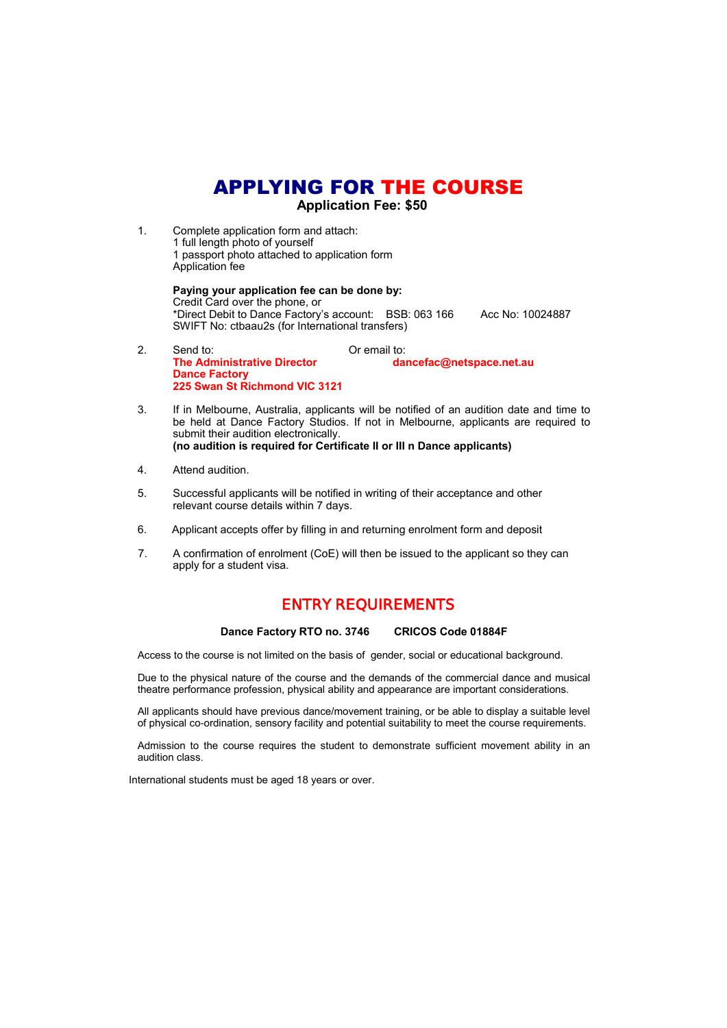# APPLYING FOR THE COURSE

**Application Fee: $50**

1. Complete application form and attach:
   1 full length photo of yourself
   1 passport photo attached to application form
   Application fee

   **Paying your application fee can be done by:**
   Credit Card over the phone, or
   *Direct Debit to Dance Factory's account: BSB: 063 166 Acc No: 10024887
   SWIFT No: ctbaau2s (for International transfers)

2. Send to:
   **The Administrative Director**
   **Dance Factory**
   **225 Swan St Richmond VIC 3121**

   Or email to:
   **dancefac@netspace.net.au**

3. If in Melbourne, Australia, applicants will be notified of an audition date and time to be held at Dance Factory Studios. If not in Melbourne, applicants are required to submit their audition electronically.
   **(no audition is required for Certificate II or III n Dance applicants)**

4. Attend audition.

5. Successful applicants will be notified in writing of their acceptance and other relevant course details within 7 days.

6. Applicant accepts offer by filling in and returning enrolment form and deposit

7. A confirmation of enrolment (CoE) will then be issued to the applicant so they can apply for a student visa.

## ENTRY REQUIREMENTS

**Dance Factory RTO no. 3746 CRICOS Code 01884F**

Access to the course is not limited on the basis of gender, social or educational background.

Due to the physical nature of the course and the demands of the commercial dance and musical theatre performance profession, physical ability and appearance are important considerations.

All applicants should have previous dance/movement training, or be able to display a suitable level of physical co-ordination, sensory facility and potential suitability to meet the course requirements.

Admission to the course requires the student to demonstrate sufficient movement ability in an audition class.

International students must be aged 18 years or over.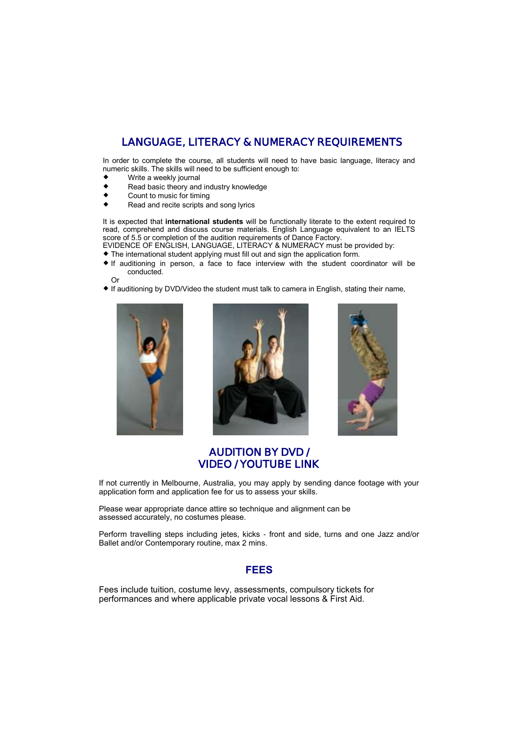## LANGUAGE, LITERACY & NUMERACY REQUIREMENTS

In order to complete the course, all students will need to have basic language, literacy and numeric skills. The skills will need to be sufficient enough to:

- Write a weekly journal
- Read basic theory and industry knowledge
- Count to music for timing
- Read and recite scripts and song lyrics

It is expected that **international students** will be functionally literate to the extent required to read, comprehend and discuss course materials. English Language equivalent to an IELTS score of 5.5 or completion of the audition requirements of Dance Factory.

EVIDENCE OF ENGLISH, LANGUAGE, LITERACY & NUMERACY must be provided by:

- The international student applying must fill out and sign the application form.
- If auditioning in person, a face to face interview with the student coordinator will be conducted.

  Or

- If auditioning by DVD/Video the student must talk to camera in English, stating their name,

## AUDITION BY DVD / VIDEO / YOUTUBE LINK

If not currently in Melbourne, Australia, you may apply by sending dance footage with your application form and application fee for us to assess your skills.

Please wear appropriate dance attire so technique and alignment can be assessed accurately, no costumes please.

Perform travelling steps including jetes, kicks - front and side, turns and one Jazz and/or Ballet and/or Contemporary routine, max 2 mins.

## FEES

Fees include tuition, costume levy, assessments, compulsory tickets for performances and where applicable private vocal lessons & First Aid.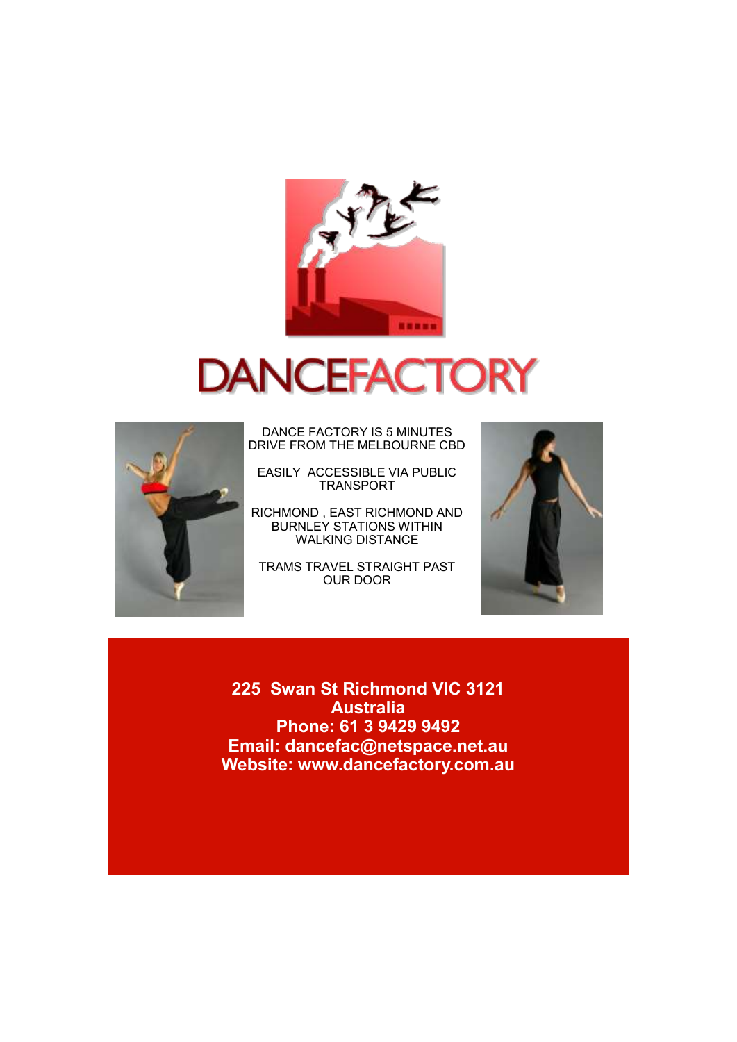# DANCEFACTORY

DANCE FACTORY IS 5 MINUTES DRIVE FROM THE MELBOURNE CBD

EASILY ACCESSIBLE VIA PUBLIC TRANSPORT

RICHMOND , EAST RICHMOND AND BURNLEY STATIONS WITHIN WALKING DISTANCE

TRAMS TRAVEL STRAIGHT PAST OUR DOOR

**225 Swan St Richmond VIC 3121**
**Australia**
**Phone: 61 3 9429 9492**
**Email: dancefac@netspace.net.au**
**Website: www.dancefactory.com.au**